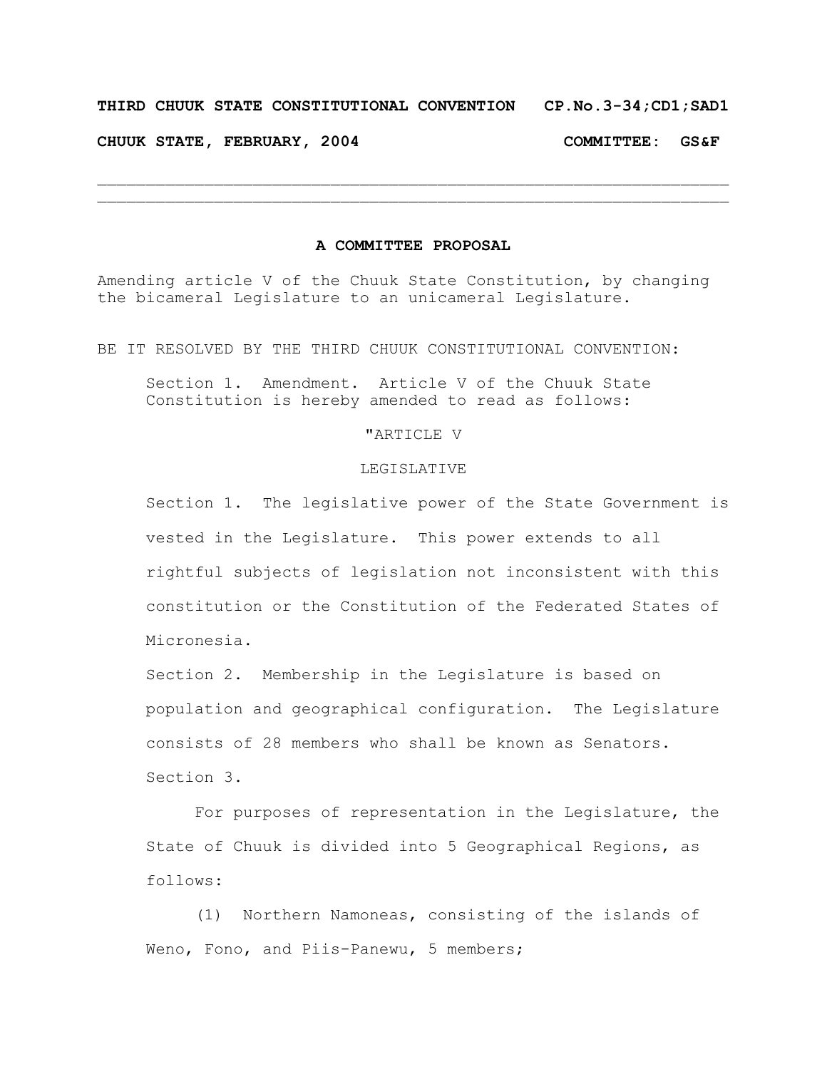**THIRD CHUUK STATE CONSTITUTIONAL CONVENTION CP.No.3-34;CD1;SAD1**

**CHUUK STATE, FEBRUARY, 2004 COMMITTEE: GS&F**

---

## A COMMITTEE PROPOSAL

Amending article V of the Chuuk State Constitution, by changing the bicameral Legislature to an unicameral Legislature.

BE IT RESOLVED BY THE THIRD CHUUK CONSTITUTIONAL CONVENTION:

Section 1. Amendment. Article V of the Chuuk State Constitution is hereby amended to read as follows:

"ARTICLE V

LEGISLATIVE

Section 1. The legislative power of the State Government is vested in the Legislature. This power extends to all rightful subjects of legislation not inconsistent with this constitution or the Constitution of the Federated States of Micronesia.

Section 2. Membership in the Legislature is based on population and geographical configuration. The Legislature consists of 28 members who shall be known as Senators.

Section 3.

For purposes of representation in the Legislature, the State of Chuuk is divided into 5 Geographical Regions, as follows:

(1) Northern Namoneas, consisting of the islands of Weno, Fono, and Piis-Panewu, 5 members;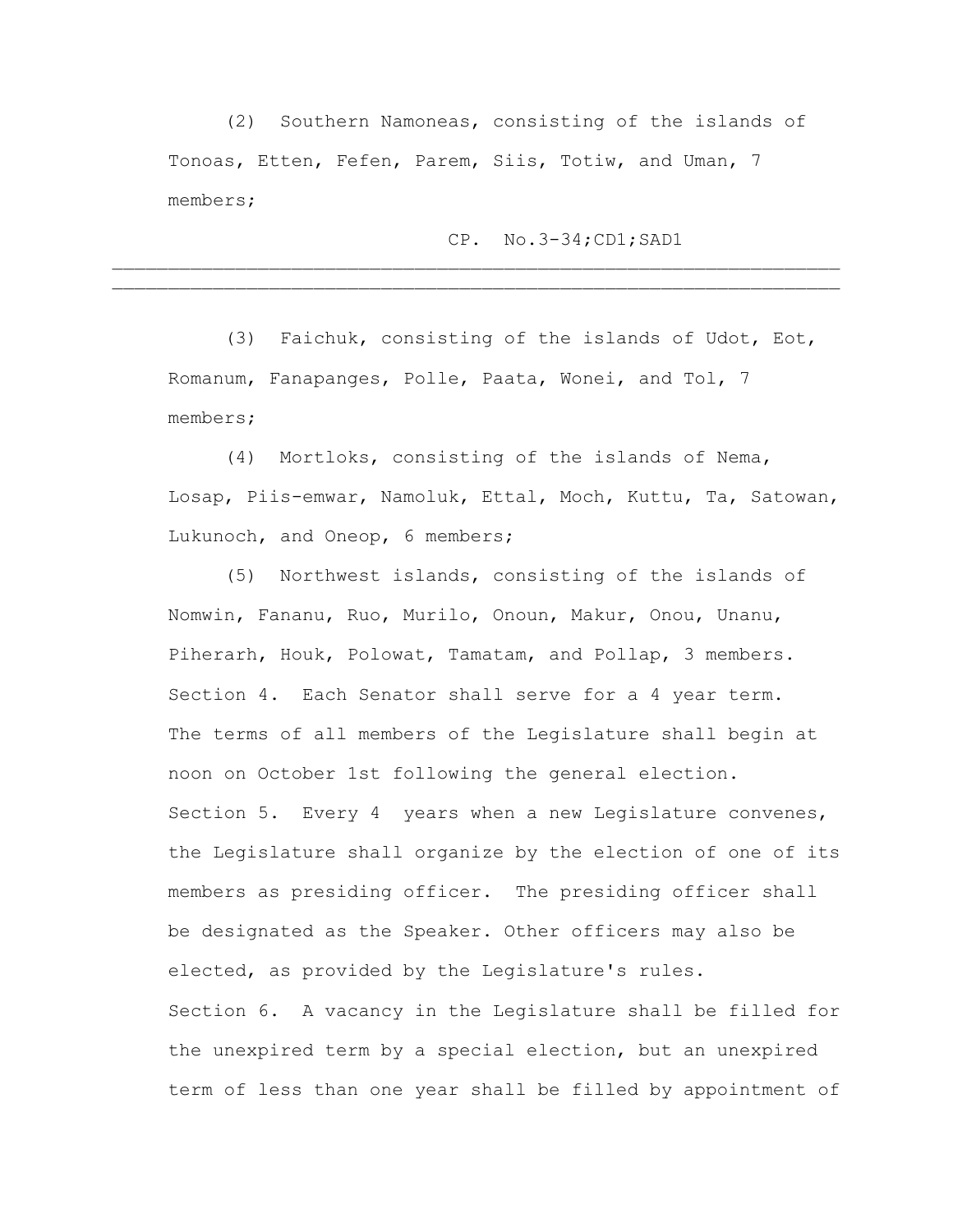(2) Southern Namoneas, consisting of the islands of Tonoas, Etten, Fefen, Parem, Siis, Totiw, and Uman, 7 members;

(3) Faichuk, consisting of the islands of Udot, Eot, Romanum, Fanapanges, Polle, Paata, Wonei, and Tol, 7 members;

(4) Mortloks, consisting of the islands of Nema, Losap, Piis-emwar, Namoluk, Ettal, Moch, Kuttu, Ta, Satowan, Lukunoch, and Oneop, 6 members;

(5) Northwest islands, consisting of the islands of Nomwin, Fananu, Ruo, Murilo, Onoun, Makur, Onou, Unanu, Piherarh, Houk, Polowat, Tamatam, and Pollap, 3 members.

Section 4. Each Senator shall serve for a 4 year term. The terms of all members of the Legislature shall begin at noon on October 1st following the general election.

Section 5. Every 4 years when a new Legislature convenes, the Legislature shall organize by the election of one of its members as presiding officer. The presiding officer shall be designated as the Speaker. Other officers may also be elected, as provided by the Legislature's rules.

Section 6. A vacancy in the Legislature shall be filled for the unexpired term by a special election, but an unexpired term of less than one year shall be filled by appointment of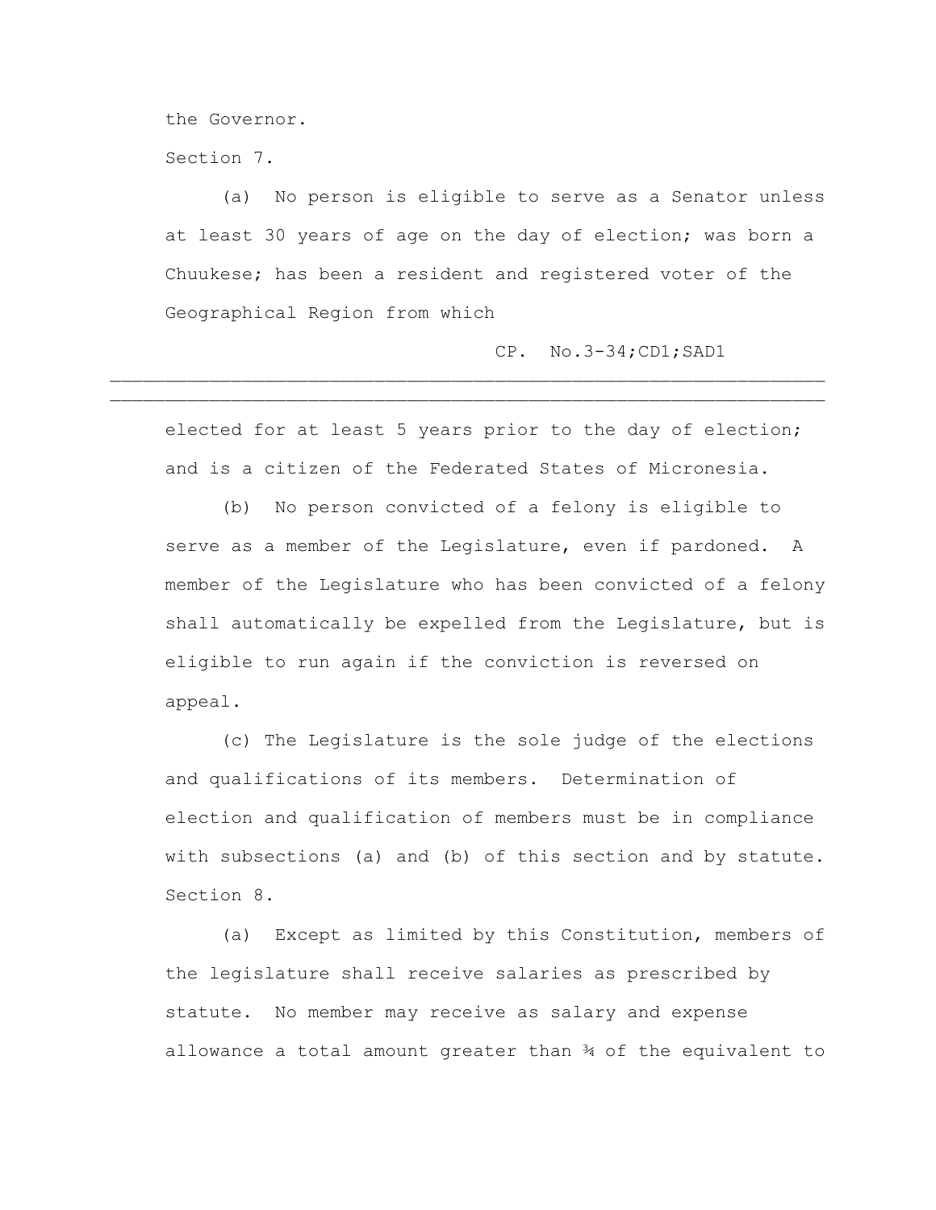the Governor.

Section 7.

(a) No person is eligible to serve as a Senator unless at least 30 years of age on the day of election; was born a Chuukese; has been a resident and registered voter of the Geographical Region from which elected for at least 5 years prior to the day of election; and is a citizen of the Federated States of Micronesia.

(b) No person convicted of a felony is eligible to serve as a member of the Legislature, even if pardoned. A member of the Legislature who has been convicted of a felony shall automatically be expelled from the Legislature, but is eligible to run again if the conviction is reversed on appeal.

(c) The Legislature is the sole judge of the elections and qualifications of its members. Determination of election and qualification of members must be in compliance with subsections (a) and (b) of this section and by statute.

Section 8.

(a) Except as limited by this Constitution, members of the legislature shall receive salaries as prescribed by statute. No member may receive as salary and expense allowance a total amount greater than ¾ of the equivalent to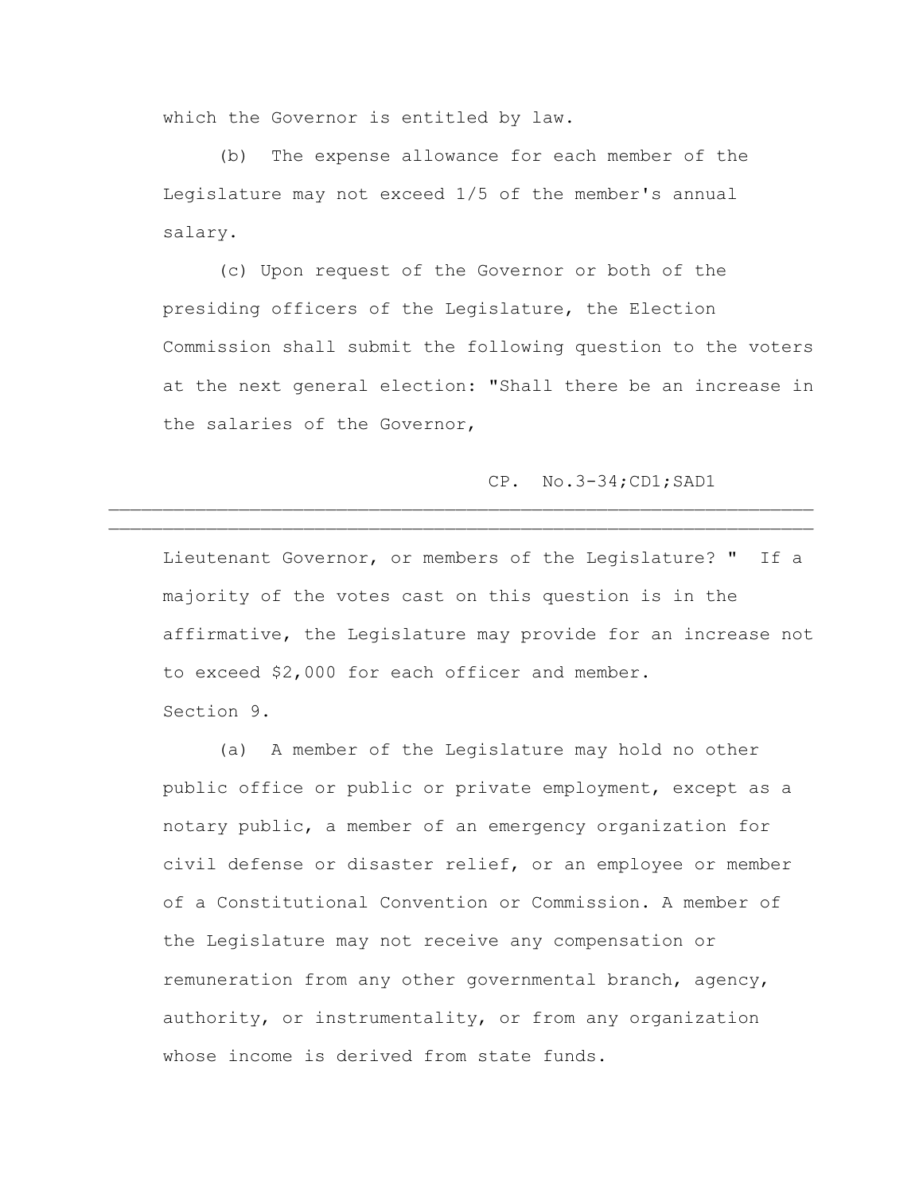which the Governor is entitled by law.

(b) The expense allowance for each member of the Legislature may not exceed 1/5 of the member's annual salary.

(c) Upon request of the Governor or both of the presiding officers of the Legislature, the Election Commission shall submit the following question to the voters at the next general election: "Shall there be an increase in the salaries of the Governor, Lieutenant Governor, or members of the Legislature? " If a majority of the votes cast on this question is in the affirmative, the Legislature may provide for an increase not to exceed $2,000 for each officer and member.

Section 9.

(a) A member of the Legislature may hold no other public office or public or private employment, except as a notary public, a member of an emergency organization for civil defense or disaster relief, or an employee or member of a Constitutional Convention or Commission. A member of the Legislature may not receive any compensation or remuneration from any other governmental branch, agency, authority, or instrumentality, or from any organization whose income is derived from state funds.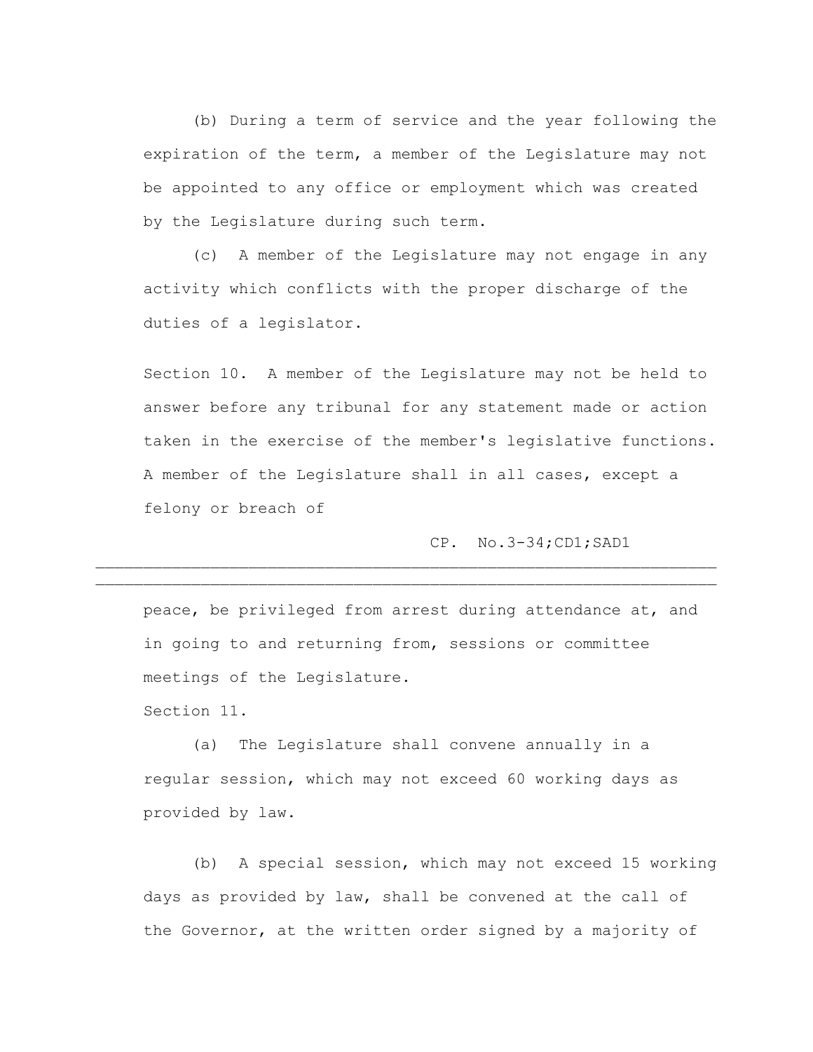(b) During a term of service and the year following the expiration of the term, a member of the Legislature may not be appointed to any office or employment which was created by the Legislature during such term.

(c) A member of the Legislature may not engage in any activity which conflicts with the proper discharge of the duties of a legislator.

Section 10. A member of the Legislature may not be held to answer before any tribunal for any statement made or action taken in the exercise of the member's legislative functions. A member of the Legislature shall in all cases, except a felony or breach of peace, be privileged from arrest during attendance at, and in going to and returning from, sessions or committee meetings of the Legislature.

Section 11.

(a) The Legislature shall convene annually in a regular session, which may not exceed 60 working days as provided by law.

(b) A special session, which may not exceed 15 working days as provided by law, shall be convened at the call of the Governor, at the written order signed by a majority of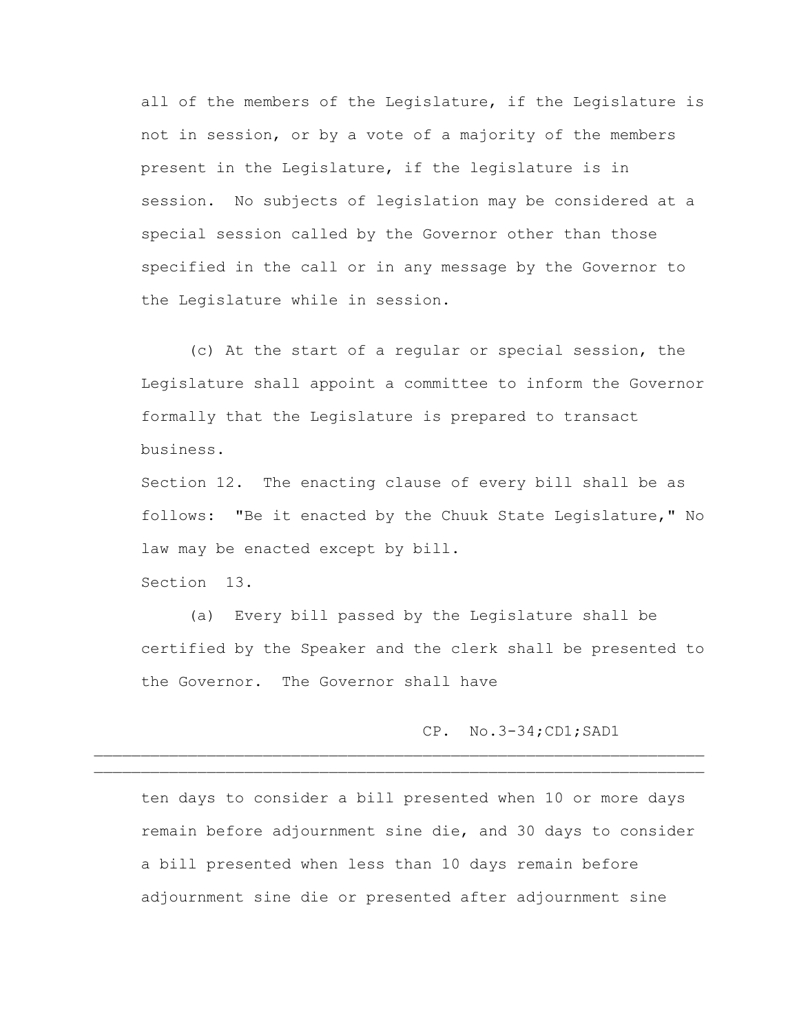all of the members of the Legislature, if the Legislature is not in session, or by a vote of a majority of the members present in the Legislature, if the legislature is in session. No subjects of legislation may be considered at a special session called by the Governor other than those specified in the call or in any message by the Governor to the Legislature while in session.

(c) At the start of a regular or special session, the Legislature shall appoint a committee to inform the Governor formally that the Legislature is prepared to transact business.

Section 12. The enacting clause of every bill shall be as follows: "Be it enacted by the Chuuk State Legislature," No law may be enacted except by bill.

Section 13.

(a) Every bill passed by the Legislature shall be certified by the Speaker and the clerk shall be presented to the Governor. The Governor shall have

CP. No.3-34;CD1;SAD1

ten days to consider a bill presented when 10 or more days remain before adjournment sine die, and 30 days to consider a bill presented when less than 10 days remain before adjournment sine die or presented after adjournment sine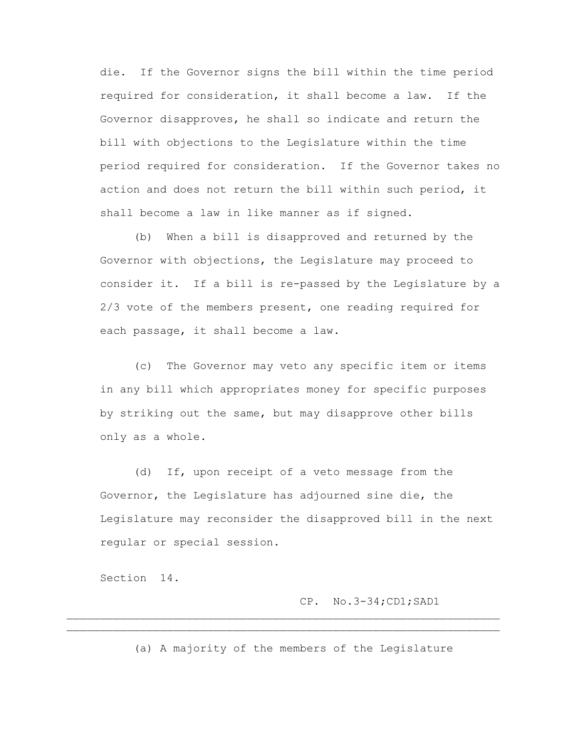die. If the Governor signs the bill within the time period required for consideration, it shall become a law. If the Governor disapproves, he shall so indicate and return the bill with objections to the Legislature within the time period required for consideration. If the Governor takes no action and does not return the bill within such period, it shall become a law in like manner as if signed.

(b) When a bill is disapproved and returned by the Governor with objections, the Legislature may proceed to consider it. If a bill is re-passed by the Legislature by a 2/3 vote of the members present, one reading required for each passage, it shall become a law.

(c) The Governor may veto any specific item or items in any bill which appropriates money for specific purposes by striking out the same, but may disapprove other bills only as a whole.

(d) If, upon receipt of a veto message from the Governor, the Legislature has adjourned sine die, the Legislature may reconsider the disapproved bill in the next regular or special session.

Section 14.

(a) A majority of the members of the Legislature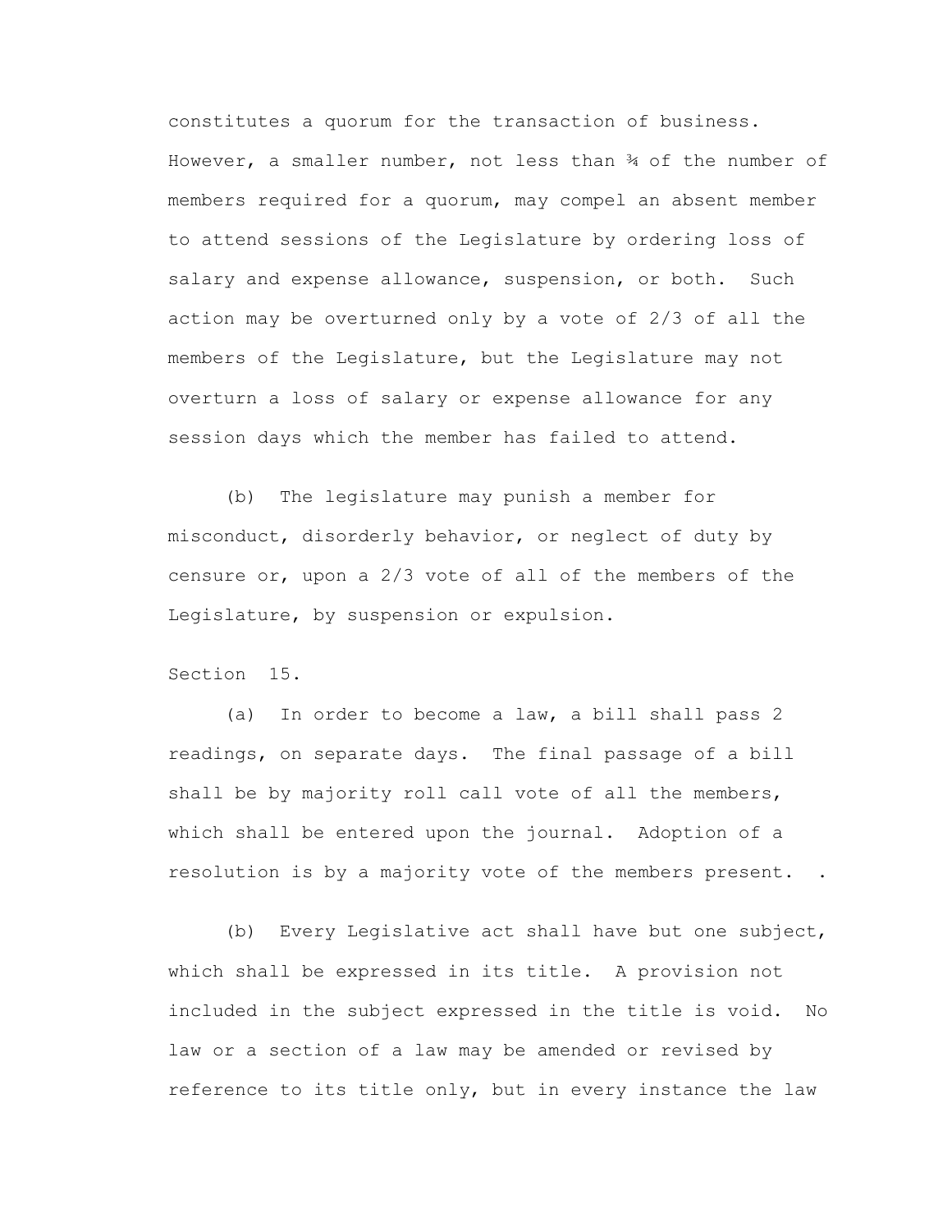constitutes a quorum for the transaction of business. However, a smaller number, not less than ¾ of the number of members required for a quorum, may compel an absent member to attend sessions of the Legislature by ordering loss of salary and expense allowance, suspension, or both. Such action may be overturned only by a vote of 2/3 of all the members of the Legislature, but the Legislature may not overturn a loss of salary or expense allowance for any session days which the member has failed to attend.

(b) The legislature may punish a member for misconduct, disorderly behavior, or neglect of duty by censure or, upon a 2/3 vote of all of the members of the Legislature, by suspension or expulsion.

Section 15.

(a) In order to become a law, a bill shall pass 2 readings, on separate days. The final passage of a bill shall be by majority roll call vote of all the members, which shall be entered upon the journal. Adoption of a resolution is by a majority vote of the members present. .

(b) Every Legislative act shall have but one subject, which shall be expressed in its title. A provision not included in the subject expressed in the title is void. No law or a section of a law may be amended or revised by reference to its title only, but in every instance the law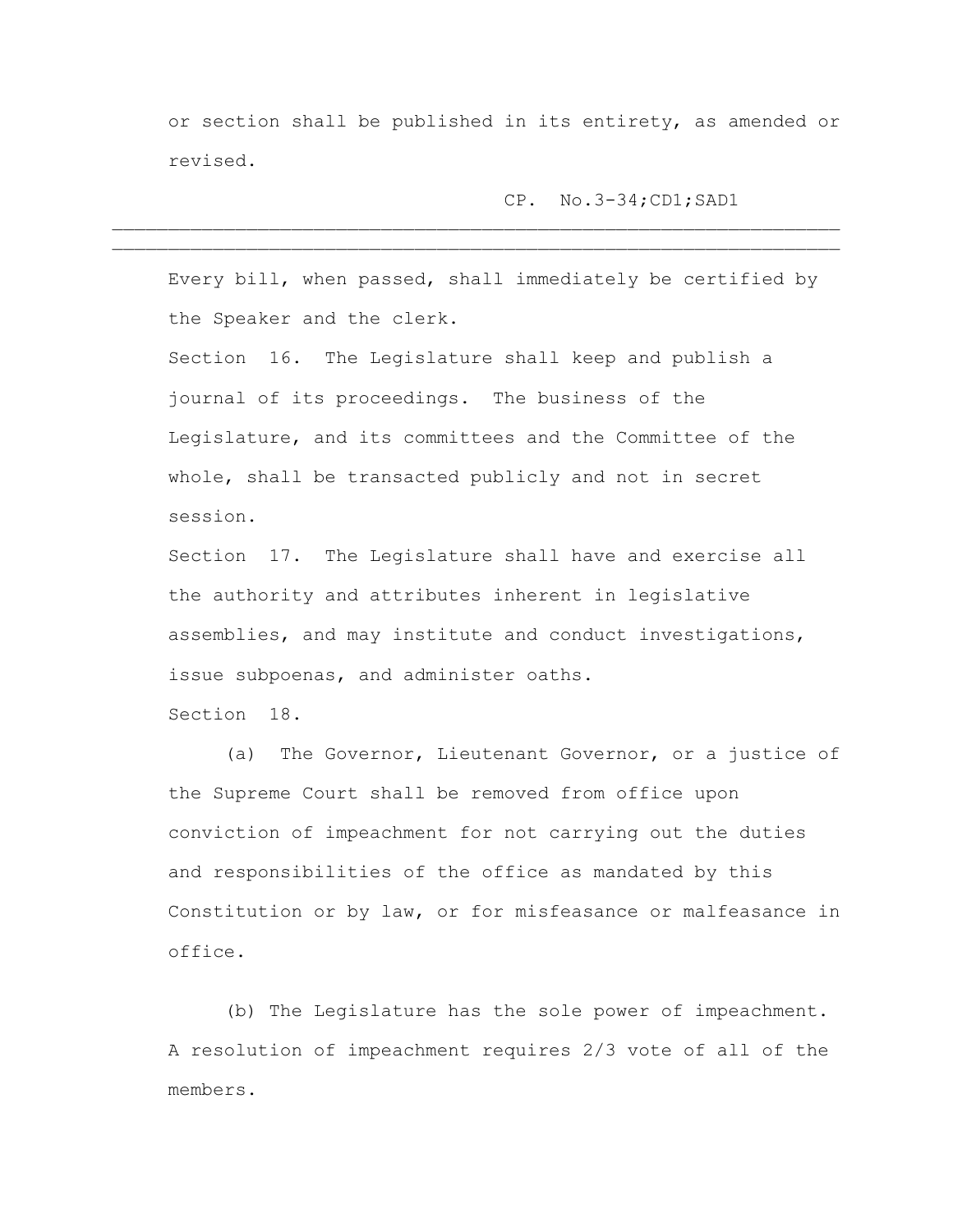or section shall be published in its entirety, as amended or revised.

CP. No.3-34;CD1;SAD1

---

Every bill, when passed, shall immediately be certified by the Speaker and the clerk.

Section 16. The Legislature shall keep and publish a journal of its proceedings. The business of the Legislature, and its committees and the Committee of the whole, shall be transacted publicly and not in secret session.

Section 17. The Legislature shall have and exercise all the authority and attributes inherent in legislative assemblies, and may institute and conduct investigations, issue subpoenas, and administer oaths.

Section 18.

(a) The Governor, Lieutenant Governor, or a justice of the Supreme Court shall be removed from office upon conviction of impeachment for not carrying out the duties and responsibilities of the office as mandated by this Constitution or by law, or for misfeasance or malfeasance in office.

(b) The Legislature has the sole power of impeachment. A resolution of impeachment requires 2/3 vote of all of the members.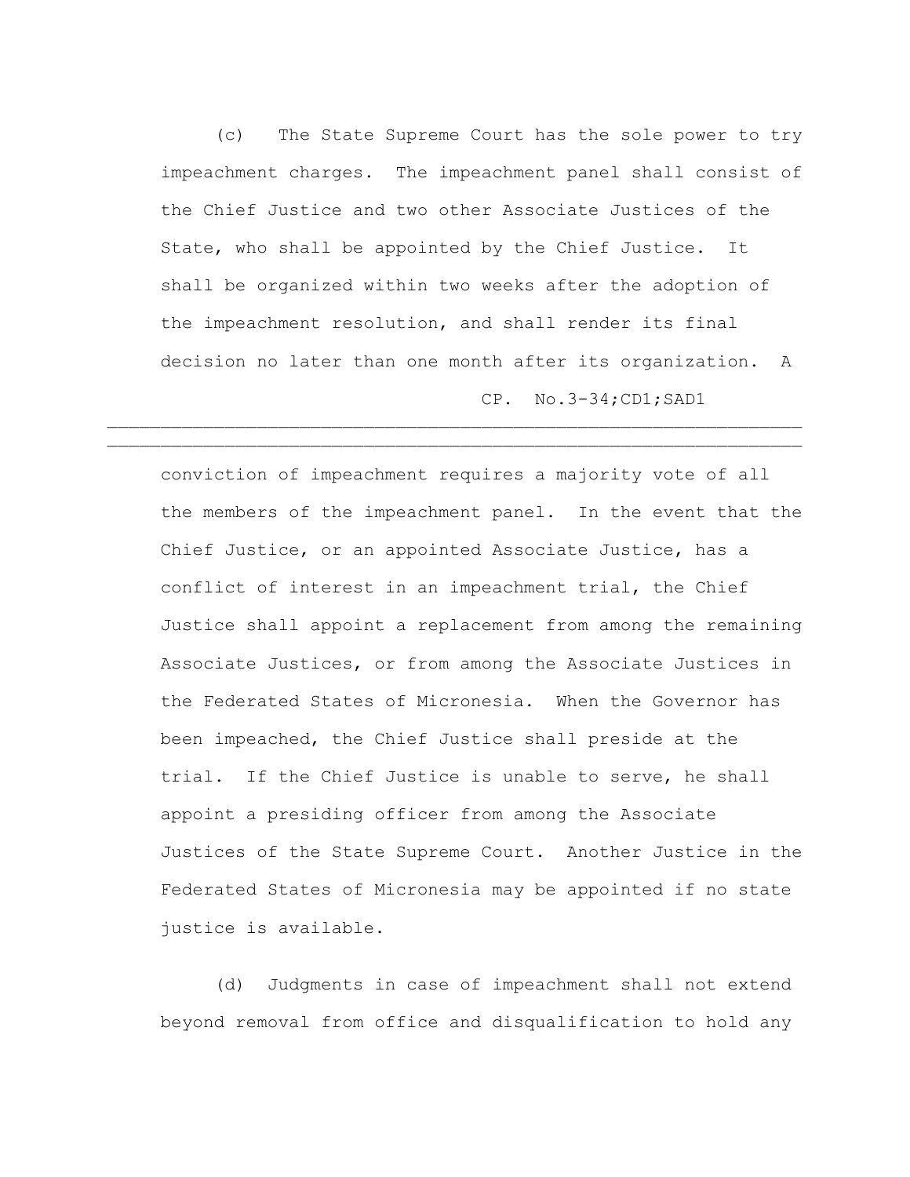(c) The State Supreme Court has the sole power to try impeachment charges. The impeachment panel shall consist of the Chief Justice and two other Associate Justices of the State, who shall be appointed by the Chief Justice. It shall be organized within two weeks after the adoption of the impeachment resolution, and shall render its final decision no later than one month after its organization. A conviction of impeachment requires a majority vote of all the members of the impeachment panel. In the event that the Chief Justice, or an appointed Associate Justice, has a conflict of interest in an impeachment trial, the Chief Justice shall appoint a replacement from among the remaining Associate Justices, or from among the Associate Justices in the Federated States of Micronesia. When the Governor has been impeached, the Chief Justice shall preside at the trial. If the Chief Justice is unable to serve, he shall appoint a presiding officer from among the Associate Justices of the State Supreme Court. Another Justice in the Federated States of Micronesia may be appointed if no state justice is available.

(d) Judgments in case of impeachment shall not extend beyond removal from office and disqualification to hold any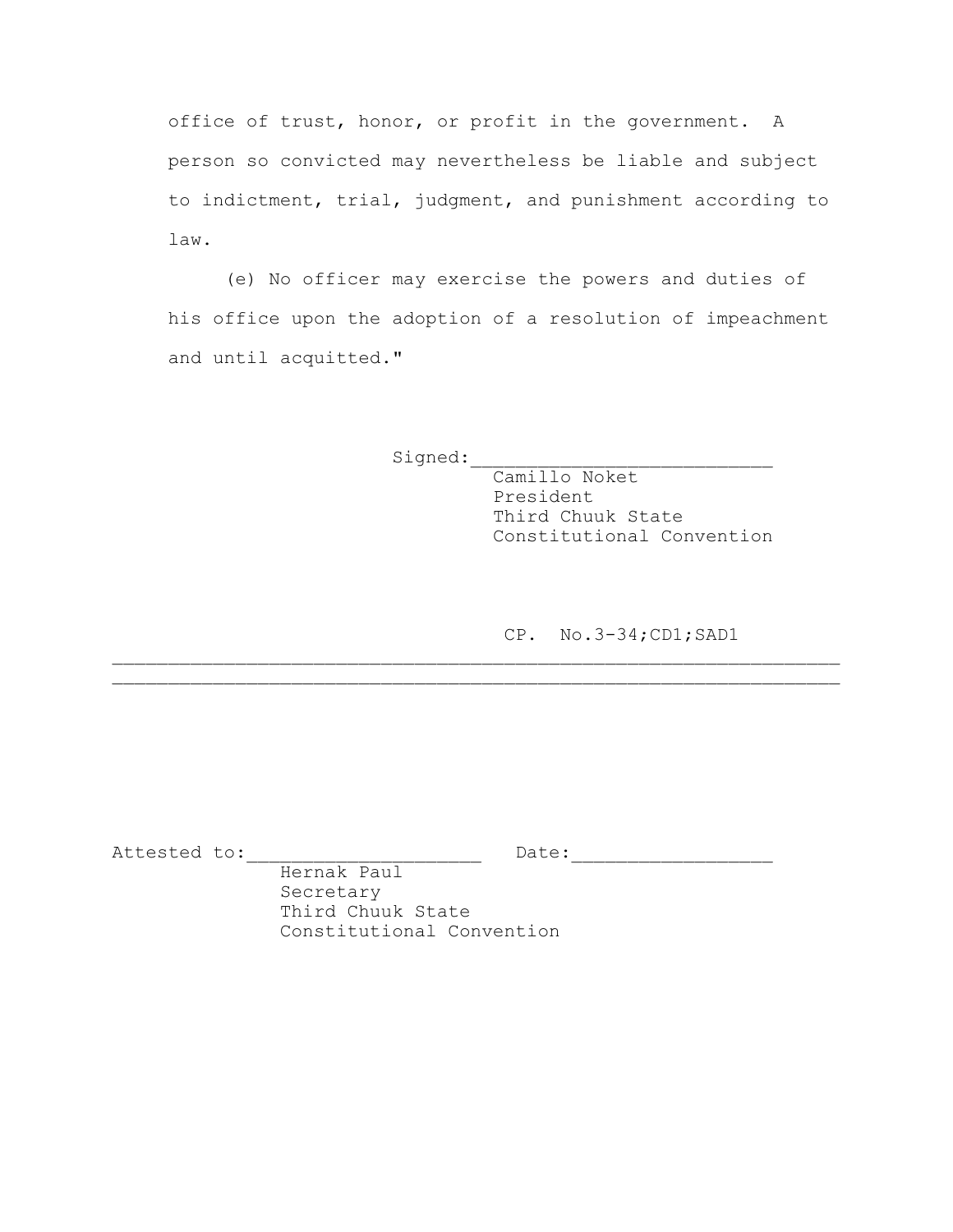office of trust, honor, or profit in the government. A person so convicted may nevertheless be liable and subject to indictment, trial, judgment, and punishment according to law.

(e) No officer may exercise the powers and duties of his office upon the adoption of a resolution of impeachment and until acquitted."

Signed:___________________________
Camillo Noket
President
Third Chuuk State
Constitutional Convention

CP. No.3-34;CD1;SAD1

Attested to:_____________________ Date:__________________
Hernak Paul
Secretary
Third Chuuk State
Constitutional Convention